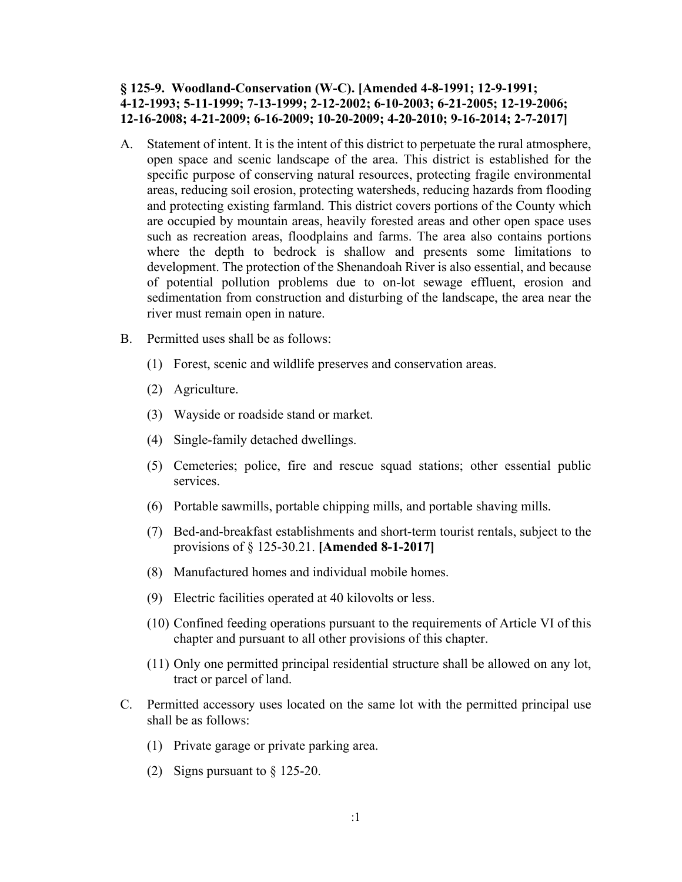### § 125-9. Woodland-Conservation (W-C). [Amended 4-8-1991; 12-9-1991; 4-12-1993; 5-11-1999; 7-13-1999; 2-12-2002; 6-10-2003; 6-21-2005; 12-19-2006; 12-16-2008; 4-21-2009; 6-16-2009; 10-20-2009; 4-20-2010; 9-16-2014; 2-7-2017]

A. Statement of intent. It is the intent of this district to perpetuate the rural atmosphere, open space and scenic landscape of the area. This district is established for the specific purpose of conserving natural resources, protecting fragile environmental areas, reducing soil erosion, protecting watersheds, reducing hazards from flooding and protecting existing farmland. This district covers portions of the County which are occupied by mountain areas, heavily forested areas and other open space uses such as recreation areas, floodplains and farms. The area also contains portions where the depth to bedrock is shallow and presents some limitations to development. The protection of the Shenandoah River is also essential, and because of potential pollution problems due to on-lot sewage effluent, erosion and sedimentation from construction and disturbing of the landscape, the area near the river must remain open in nature.

B. Permitted uses shall be as follows:

   (1) Forest, scenic and wildlife preserves and conservation areas.

   (2) Agriculture.

   (3) Wayside or roadside stand or market.

   (4) Single-family detached dwellings.

   (5) Cemeteries; police, fire and rescue squad stations; other essential public services.

   (6) Portable sawmills, portable chipping mills, and portable shaving mills.

   (7) Bed-and-breakfast establishments and short-term tourist rentals, subject to the provisions of § 125-30.21. **[Amended 8-1-2017]**

   (8) Manufactured homes and individual mobile homes.

   (9) Electric facilities operated at 40 kilovolts or less.

   (10) Confined feeding operations pursuant to the requirements of Article VI of this chapter and pursuant to all other provisions of this chapter.

   (11) Only one permitted principal residential structure shall be allowed on any lot, tract or parcel of land.

C. Permitted accessory uses located on the same lot with the permitted principal use shall be as follows:

   (1) Private garage or private parking area.

   (2) Signs pursuant to § 125-20.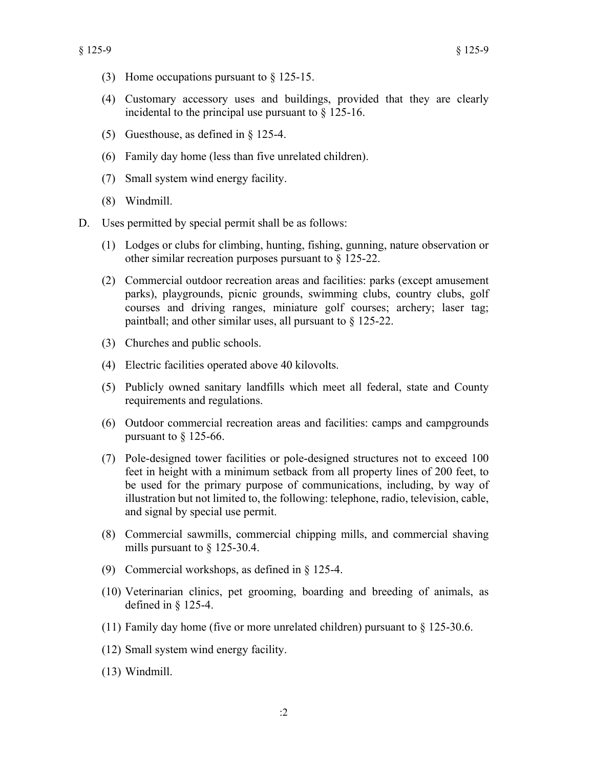(3) Home occupations pursuant to § 125-15.

(4) Customary accessory uses and buildings, provided that they are clearly incidental to the principal use pursuant to § 125-16.

(5) Guesthouse, as defined in § 125-4.

(6) Family day home (less than five unrelated children).

(7) Small system wind energy facility.

(8) Windmill.

D. Uses permitted by special permit shall be as follows:

(1) Lodges or clubs for climbing, hunting, fishing, gunning, nature observation or other similar recreation purposes pursuant to § 125-22.

(2) Commercial outdoor recreation areas and facilities: parks (except amusement parks), playgrounds, picnic grounds, swimming clubs, country clubs, golf courses and driving ranges, miniature golf courses; archery; laser tag; paintball; and other similar uses, all pursuant to § 125-22.

(3) Churches and public schools.

(4) Electric facilities operated above 40 kilovolts.

(5) Publicly owned sanitary landfills which meet all federal, state and County requirements and regulations.

(6) Outdoor commercial recreation areas and facilities: camps and campgrounds pursuant to § 125-66.

(7) Pole-designed tower facilities or pole-designed structures not to exceed 100 feet in height with a minimum setback from all property lines of 200 feet, to be used for the primary purpose of communications, including, by way of illustration but not limited to, the following: telephone, radio, television, cable, and signal by special use permit.

(8) Commercial sawmills, commercial chipping mills, and commercial shaving mills pursuant to § 125-30.4.

(9) Commercial workshops, as defined in § 125-4.

(10) Veterinarian clinics, pet grooming, boarding and breeding of animals, as defined in § 125-4.

(11) Family day home (five or more unrelated children) pursuant to § 125-30.6.

(12) Small system wind energy facility.

(13) Windmill.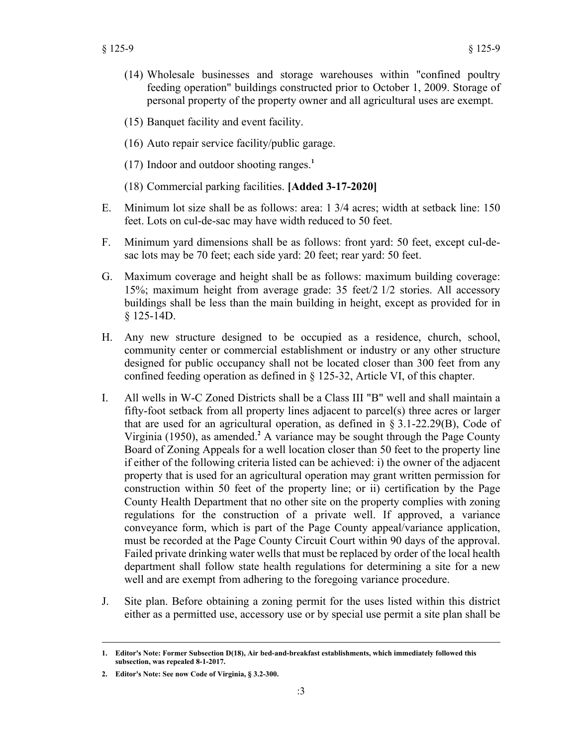(14) Wholesale businesses and storage warehouses within "confined poultry feeding operation" buildings constructed prior to October 1, 2009. Storage of personal property of the property owner and all agricultural uses are exempt.

(15) Banquet facility and event facility.

(16) Auto repair service facility/public garage.

(17) Indoor and outdoor shooting ranges.[1]

(18) Commercial parking facilities. **[Added 3-17-2020]**

E. Minimum lot size shall be as follows: area: 1 3/4 acres; width at setback line: 150 feet. Lots on cul-de-sac may have width reduced to 50 feet.

F. Minimum yard dimensions shall be as follows: front yard: 50 feet, except cul-de-sac lots may be 70 feet; each side yard: 20 feet; rear yard: 50 feet.

G. Maximum coverage and height shall be as follows: maximum building coverage: 15%; maximum height from average grade: 35 feet/2 1/2 stories. All accessory buildings shall be less than the main building in height, except as provided for in § 125-14D.

H. Any new structure designed to be occupied as a residence, church, school, community center or commercial establishment or industry or any other structure designed for public occupancy shall not be located closer than 300 feet from any confined feeding operation as defined in § 125-32, Article VI, of this chapter.

I. All wells in W-C Zoned Districts shall be a Class III "B" well and shall maintain a fifty-foot setback from all property lines adjacent to parcel(s) three acres or larger that are used for an agricultural operation, as defined in § 3.1-22.29(B), Code of Virginia (1950), as amended.[2] A variance may be sought through the Page County Board of Zoning Appeals for a well location closer than 50 feet to the property line if either of the following criteria listed can be achieved: i) the owner of the adjacent property that is used for an agricultural operation may grant written permission for construction within 50 feet of the property line; or ii) certification by the Page County Health Department that no other site on the property complies with zoning regulations for the construction of a private well. If approved, a variance conveyance form, which is part of the Page County appeal/variance application, must be recorded at the Page County Circuit Court within 90 days of the approval. Failed private drinking water wells that must be replaced by order of the local health department shall follow state health regulations for determining a site for a new well and are exempt from adhering to the foregoing variance procedure.

J. Site plan. Before obtaining a zoning permit for the uses listed within this district either as a permitted use, accessory use or by special use permit a site plan shall be

---

**1. Editor's Note: Former Subsection D(18), Air bed-and-breakfast establishments, which immediately followed this subsection, was repealed 8-1-2017.**

**2. Editor's Note: See now Code of Virginia, § 3.2-300.**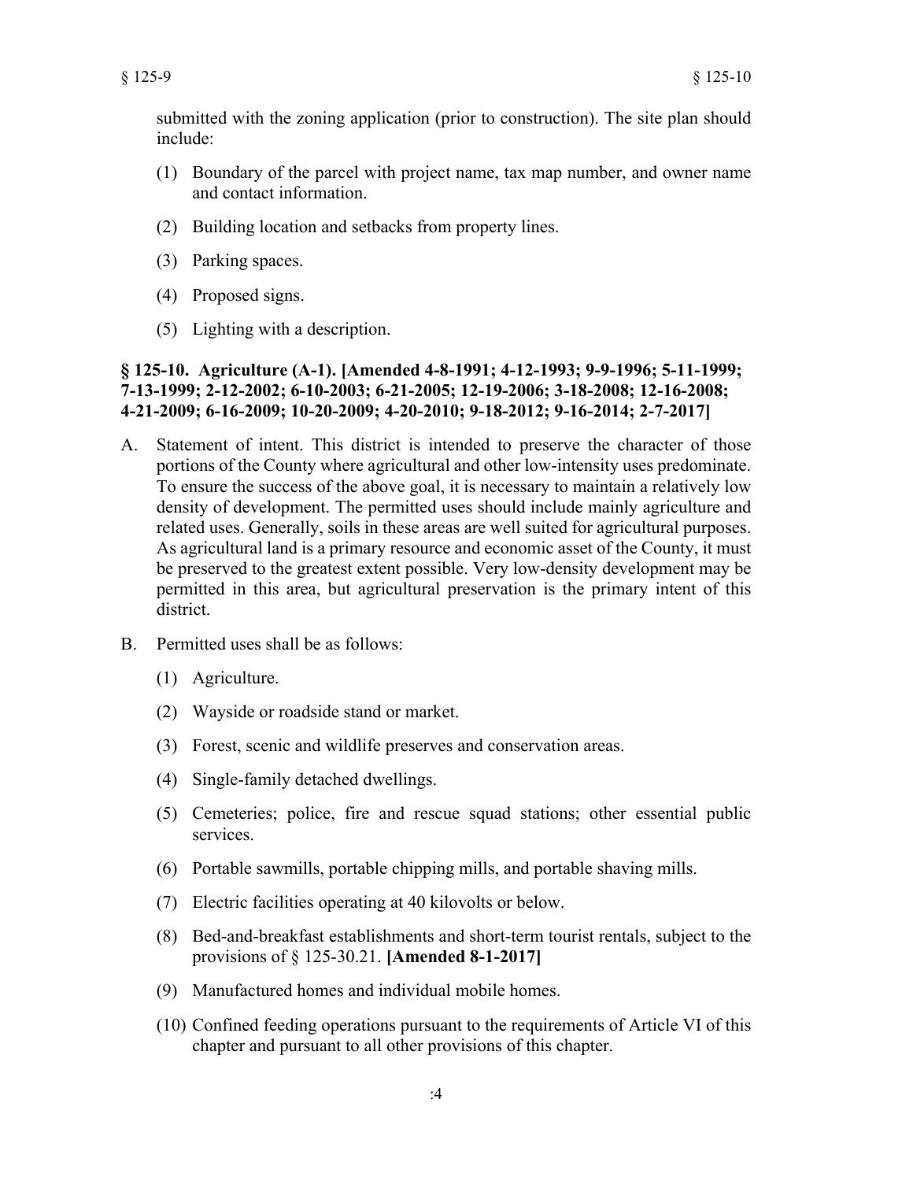submitted with the zoning application (prior to construction). The site plan should include:

(1) Boundary of the parcel with project name, tax map number, and owner name and contact information.

(2) Building location and setbacks from property lines.

(3) Parking spaces.

(4) Proposed signs.

(5) Lighting with a description.

### § 125-10. Agriculture (A-1). [Amended 4-8-1991; 4-12-1993; 9-9-1996; 5-11-1999; 7-13-1999; 2-12-2002; 6-10-2003; 6-21-2005; 12-19-2006; 3-18-2008; 12-16-2008; 4-21-2009; 6-16-2009; 10-20-2009; 4-20-2010; 9-18-2012; 9-16-2014; 2-7-2017]

A. Statement of intent. This district is intended to preserve the character of those portions of the County where agricultural and other low-intensity uses predominate. To ensure the success of the above goal, it is necessary to maintain a relatively low density of development. The permitted uses should include mainly agriculture and related uses. Generally, soils in these areas are well suited for agricultural purposes. As agricultural land is a primary resource and economic asset of the County, it must be preserved to the greatest extent possible. Very low-density development may be permitted in this area, but agricultural preservation is the primary intent of this district.

B. Permitted uses shall be as follows:

(1) Agriculture.

(2) Wayside or roadside stand or market.

(3) Forest, scenic and wildlife preserves and conservation areas.

(4) Single-family detached dwellings.

(5) Cemeteries; police, fire and rescue squad stations; other essential public services.

(6) Portable sawmills, portable chipping mills, and portable shaving mills.

(7) Electric facilities operating at 40 kilovolts or below.

(8) Bed-and-breakfast establishments and short-term tourist rentals, subject to the provisions of § 125-30.21. **[Amended 8-1-2017]**

(9) Manufactured homes and individual mobile homes.

(10) Confined feeding operations pursuant to the requirements of Article VI of this chapter and pursuant to all other provisions of this chapter.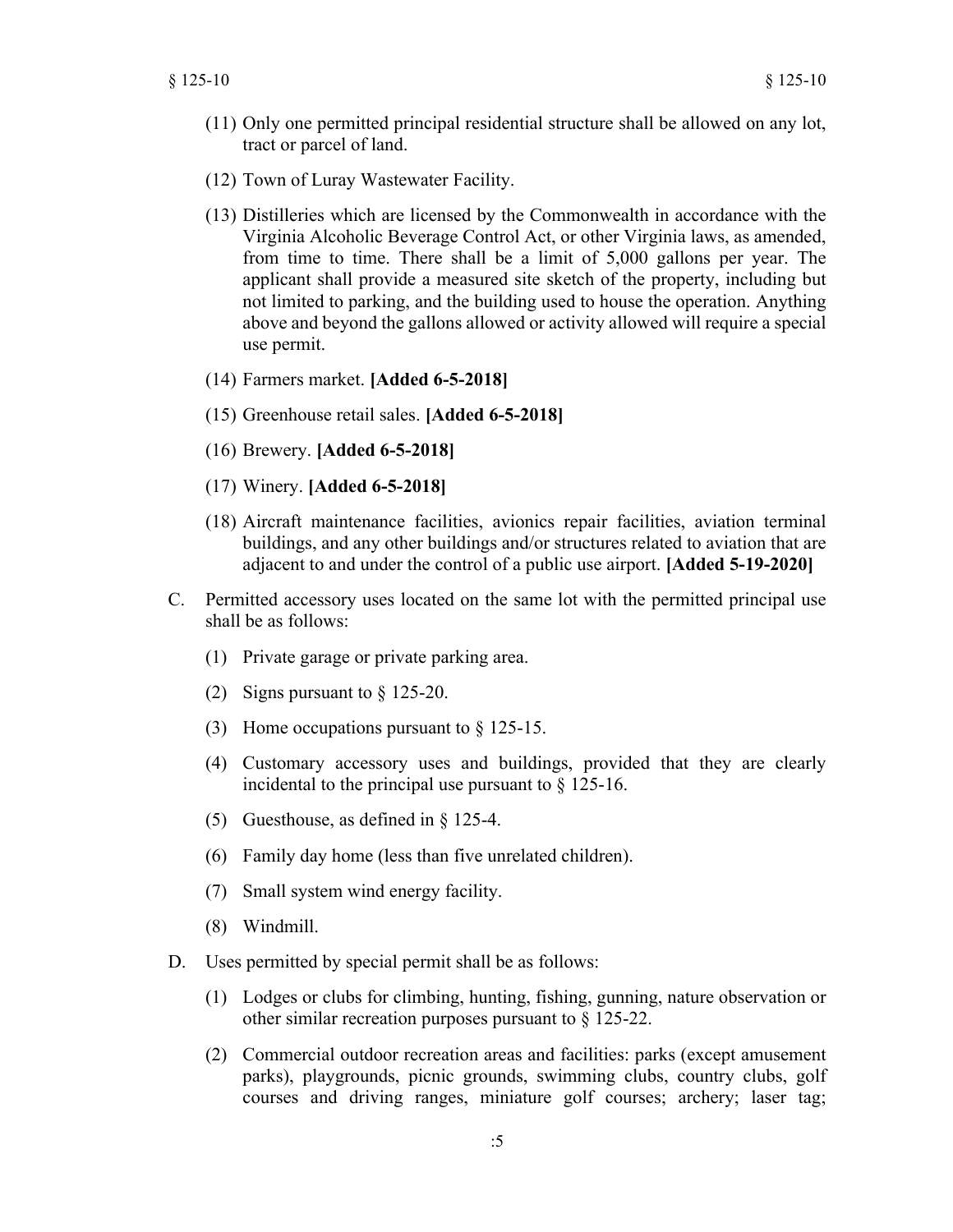(11) Only one permitted principal residential structure shall be allowed on any lot, tract or parcel of land.

(12) Town of Luray Wastewater Facility.

(13) Distilleries which are licensed by the Commonwealth in accordance with the Virginia Alcoholic Beverage Control Act, or other Virginia laws, as amended, from time to time. There shall be a limit of 5,000 gallons per year. The applicant shall provide a measured site sketch of the property, including but not limited to parking, and the building used to house the operation. Anything above and beyond the gallons allowed or activity allowed will require a special use permit.

(14) Farmers market. **[Added 6-5-2018]**

(15) Greenhouse retail sales. **[Added 6-5-2018]**

(16) Brewery. **[Added 6-5-2018]**

(17) Winery. **[Added 6-5-2018]**

(18) Aircraft maintenance facilities, avionics repair facilities, aviation terminal buildings, and any other buildings and/or structures related to aviation that are adjacent to and under the control of a public use airport. **[Added 5-19-2020]**

C. Permitted accessory uses located on the same lot with the permitted principal use shall be as follows:

(1) Private garage or private parking area.

(2) Signs pursuant to § 125-20.

(3) Home occupations pursuant to § 125-15.

(4) Customary accessory uses and buildings, provided that they are clearly incidental to the principal use pursuant to § 125-16.

(5) Guesthouse, as defined in § 125-4.

(6) Family day home (less than five unrelated children).

(7) Small system wind energy facility.

(8) Windmill.

D. Uses permitted by special permit shall be as follows:

(1) Lodges or clubs for climbing, hunting, fishing, gunning, nature observation or other similar recreation purposes pursuant to § 125-22.

(2) Commercial outdoor recreation areas and facilities: parks (except amusement parks), playgrounds, picnic grounds, swimming clubs, country clubs, golf courses and driving ranges, miniature golf courses; archery; laser tag;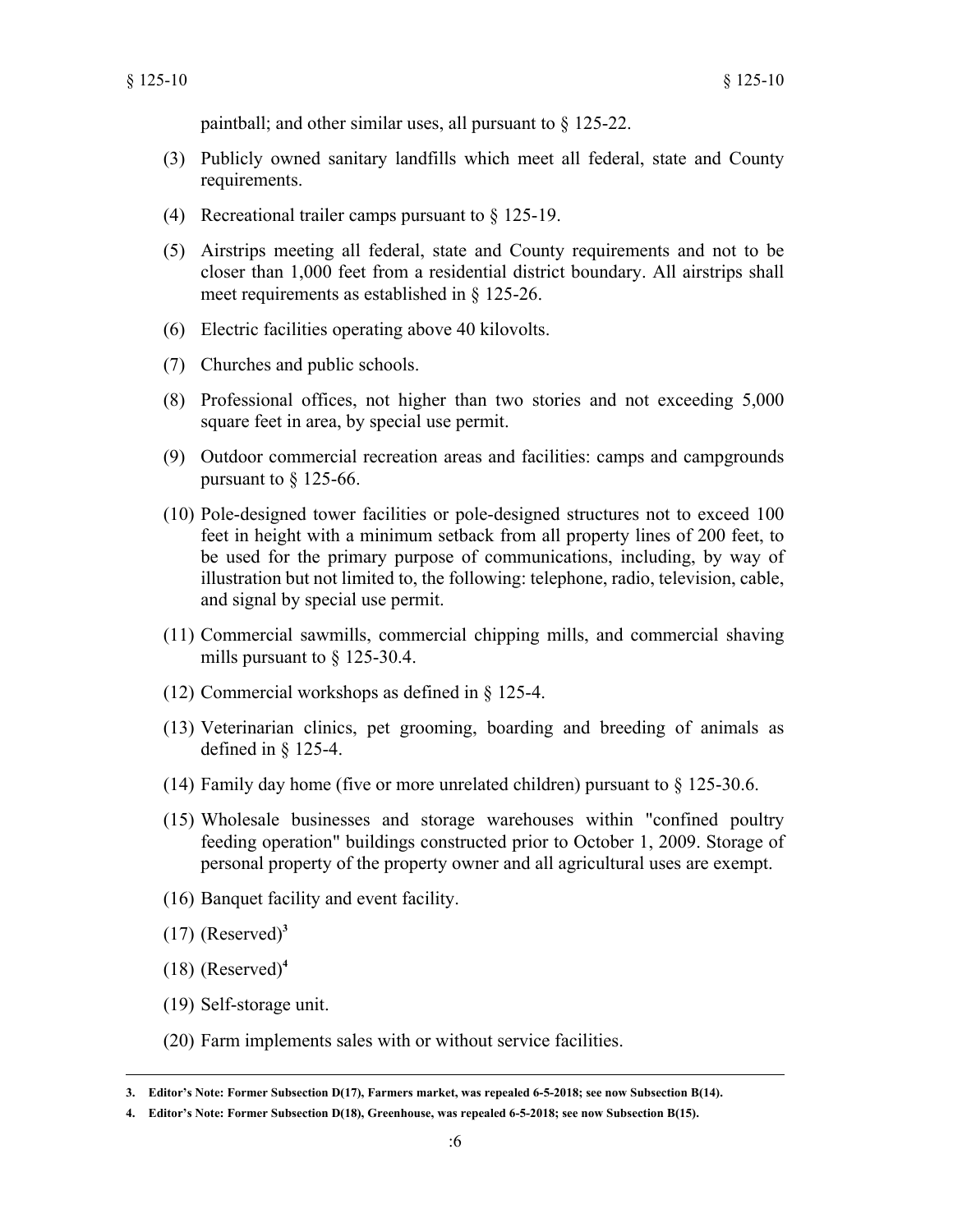paintball; and other similar uses, all pursuant to § 125-22.

(3) Publicly owned sanitary landfills which meet all federal, state and County requirements.

(4) Recreational trailer camps pursuant to § 125-19.

(5) Airstrips meeting all federal, state and County requirements and not to be closer than 1,000 feet from a residential district boundary. All airstrips shall meet requirements as established in § 125-26.

(6) Electric facilities operating above 40 kilovolts.

(7) Churches and public schools.

(8) Professional offices, not higher than two stories and not exceeding 5,000 square feet in area, by special use permit.

(9) Outdoor commercial recreation areas and facilities: camps and campgrounds pursuant to § 125-66.

(10) Pole-designed tower facilities or pole-designed structures not to exceed 100 feet in height with a minimum setback from all property lines of 200 feet, to be used for the primary purpose of communications, including, by way of illustration but not limited to, the following: telephone, radio, television, cable, and signal by special use permit.

(11) Commercial sawmills, commercial chipping mills, and commercial shaving mills pursuant to § 125-30.4.

(12) Commercial workshops as defined in § 125-4.

(13) Veterinarian clinics, pet grooming, boarding and breeding of animals as defined in § 125-4.

(14) Family day home (five or more unrelated children) pursuant to § 125-30.6.

(15) Wholesale businesses and storage warehouses within "confined poultry feeding operation" buildings constructed prior to October 1, 2009. Storage of personal property of the property owner and all agricultural uses are exempt.

(16) Banquet facility and event facility.

(17) (Reserved)[3]

(18) (Reserved)[4]

(19) Self-storage unit.

(20) Farm implements sales with or without service facilities.

---

**3. Editor's Note: Former Subsection D(17), Farmers market, was repealed 6-5-2018; see now Subsection B(14).**

**4. Editor's Note: Former Subsection D(18), Greenhouse, was repealed 6-5-2018; see now Subsection B(15).**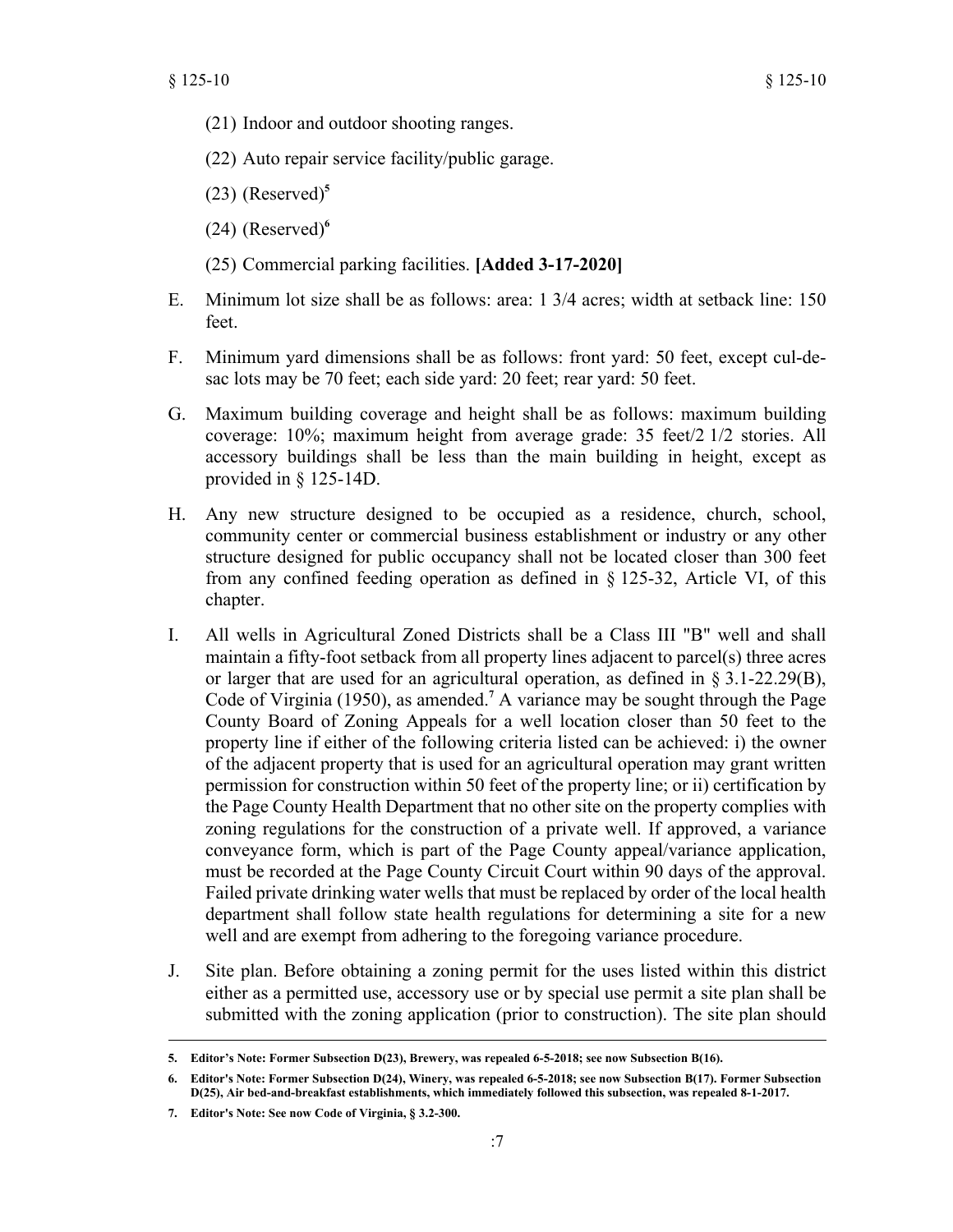(21) Indoor and outdoor shooting ranges.

(22) Auto repair service facility/public garage.

(23) (Reserved)[5]

(24) (Reserved)[6]

(25) Commercial parking facilities. **[Added 3-17-2020]**

E. Minimum lot size shall be as follows: area: 1 3/4 acres; width at setback line: 150 feet.

F. Minimum yard dimensions shall be as follows: front yard: 50 feet, except cul-de-sac lots may be 70 feet; each side yard: 20 feet; rear yard: 50 feet.

G. Maximum building coverage and height shall be as follows: maximum building coverage: 10%; maximum height from average grade: 35 feet/2 1/2 stories. All accessory buildings shall be less than the main building in height, except as provided in § 125-14D.

H. Any new structure designed to be occupied as a residence, church, school, community center or commercial business establishment or industry or any other structure designed for public occupancy shall not be located closer than 300 feet from any confined feeding operation as defined in § 125-32, Article VI, of this chapter.

I. All wells in Agricultural Zoned Districts shall be a Class III "B" well and shall maintain a fifty-foot setback from all property lines adjacent to parcel(s) three acres or larger that are used for an agricultural operation, as defined in § 3.1-22.29(B), Code of Virginia (1950), as amended.[7] A variance may be sought through the Page County Board of Zoning Appeals for a well location closer than 50 feet to the property line if either of the following criteria listed can be achieved: i) the owner of the adjacent property that is used for an agricultural operation may grant written permission for construction within 50 feet of the property line; or ii) certification by the Page County Health Department that no other site on the property complies with zoning regulations for the construction of a private well. If approved, a variance conveyance form, which is part of the Page County appeal/variance application, must be recorded at the Page County Circuit Court within 90 days of the approval. Failed private drinking water wells that must be replaced by order of the local health department shall follow state health regulations for determining a site for a new well and are exempt from adhering to the foregoing variance procedure.

J. Site plan. Before obtaining a zoning permit for the uses listed within this district either as a permitted use, accessory use or by special use permit a site plan shall be submitted with the zoning application (prior to construction). The site plan should

---

**5. Editor's Note: Former Subsection D(23), Brewery, was repealed 6-5-2018; see now Subsection B(16).**

**6. Editor's Note: Former Subsection D(24), Winery, was repealed 6-5-2018; see now Subsection B(17). Former Subsection D(25), Air bed-and-breakfast establishments, which immediately followed this subsection, was repealed 8-1-2017.**

**7. Editor's Note: See now Code of Virginia, § 3.2-300.**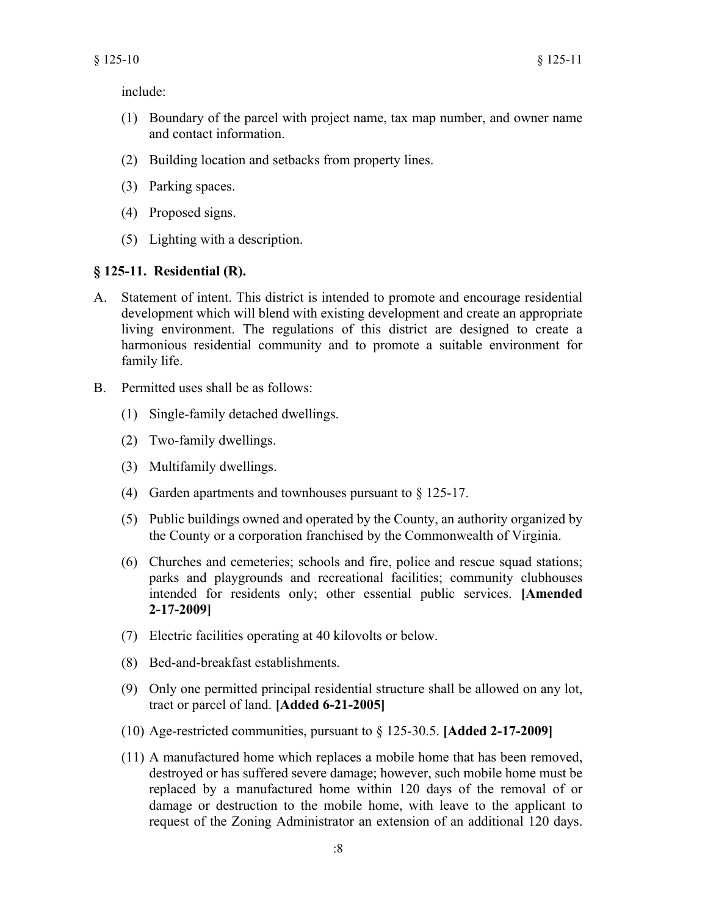include:

(1) Boundary of the parcel with project name, tax map number, and owner name and contact information.

(2) Building location and setbacks from property lines.

(3) Parking spaces.

(4) Proposed signs.

(5) Lighting with a description.

### § 125-11. Residential (R).

A. Statement of intent. This district is intended to promote and encourage residential development which will blend with existing development and create an appropriate living environment. The regulations of this district are designed to create a harmonious residential community and to promote a suitable environment for family life.

B. Permitted uses shall be as follows:

(1) Single-family detached dwellings.

(2) Two-family dwellings.

(3) Multifamily dwellings.

(4) Garden apartments and townhouses pursuant to § 125-17.

(5) Public buildings owned and operated by the County, an authority organized by the County or a corporation franchised by the Commonwealth of Virginia.

(6) Churches and cemeteries; schools and fire, police and rescue squad stations; parks and playgrounds and recreational facilities; community clubhouses intended for residents only; other essential public services. **[Amended 2-17-2009]**

(7) Electric facilities operating at 40 kilovolts or below.

(8) Bed-and-breakfast establishments.

(9) Only one permitted principal residential structure shall be allowed on any lot, tract or parcel of land. **[Added 6-21-2005]**

(10) Age-restricted communities, pursuant to § 125-30.5. **[Added 2-17-2009]**

(11) A manufactured home which replaces a mobile home that has been removed, destroyed or has suffered severe damage; however, such mobile home must be replaced by a manufactured home within 120 days of the removal of or damage or destruction to the mobile home, with leave to the applicant to request of the Zoning Administrator an extension of an additional 120 days.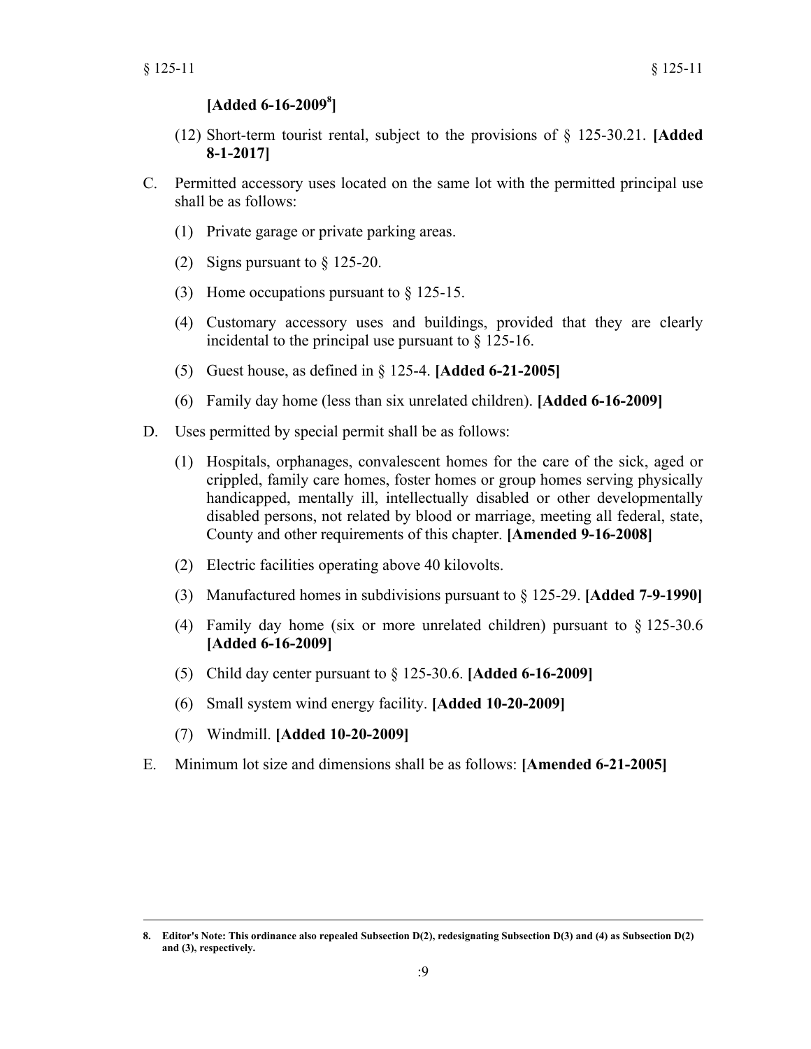**[Added 6-16-2009[8]]**

(12) Short-term tourist rental, subject to the provisions of § 125-30.21. **[Added 8-1-2017]**

C. Permitted accessory uses located on the same lot with the permitted principal use shall be as follows:

(1) Private garage or private parking areas.

(2) Signs pursuant to § 125-20.

(3) Home occupations pursuant to § 125-15.

(4) Customary accessory uses and buildings, provided that they are clearly incidental to the principal use pursuant to § 125-16.

(5) Guest house, as defined in § 125-4. **[Added 6-21-2005]**

(6) Family day home (less than six unrelated children). **[Added 6-16-2009]**

D. Uses permitted by special permit shall be as follows:

(1) Hospitals, orphanages, convalescent homes for the care of the sick, aged or crippled, family care homes, foster homes or group homes serving physically handicapped, mentally ill, intellectually disabled or other developmentally disabled persons, not related by blood or marriage, meeting all federal, state, County and other requirements of this chapter. **[Amended 9-16-2008]**

(2) Electric facilities operating above 40 kilovolts.

(3) Manufactured homes in subdivisions pursuant to § 125-29. **[Added 7-9-1990]**

(4) Family day home (six or more unrelated children) pursuant to § 125-30.6 **[Added 6-16-2009]**

(5) Child day center pursuant to § 125-30.6. **[Added 6-16-2009]**

(6) Small system wind energy facility. **[Added 10-20-2009]**

(7) Windmill. **[Added 10-20-2009]**

E. Minimum lot size and dimensions shall be as follows: **[Amended 6-21-2005]**

---

**8. Editor's Note: This ordinance also repealed Subsection D(2), redesignating Subsection D(3) and (4) as Subsection D(2) and (3), respectively.**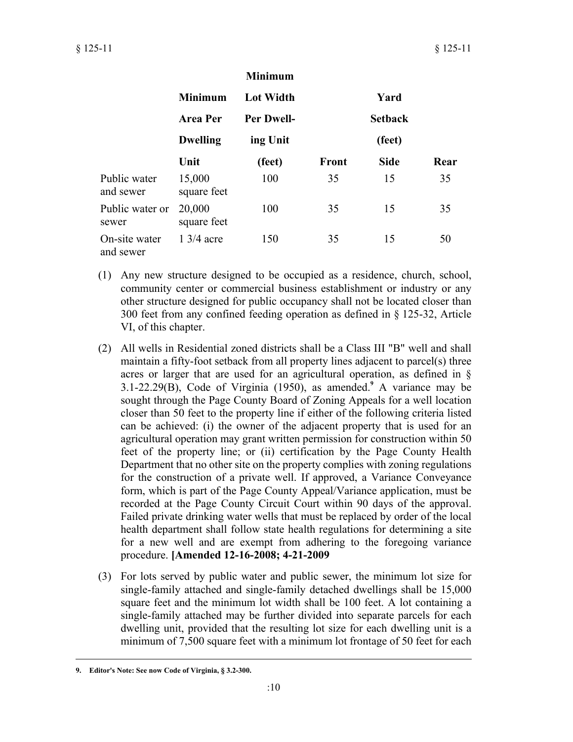| | Minimum Area Per Dwelling Unit | Minimum Lot Width Per Dwelling Unit (feet) | Yard Setback (feet) Front | Side | Rear |
|---|---|---|---|---|---|
| Public water and sewer | 15,000 square feet | 100 | 35 | 15 | 35 |
| Public water or sewer | 20,000 square feet | 100 | 35 | 15 | 35 |
| On-site water and sewer | 1 3/4 acre | 150 | 35 | 15 | 50 |

(1) Any new structure designed to be occupied as a residence, church, school, community center or commercial business establishment or industry or any other structure designed for public occupancy shall not be located closer than 300 feet from any confined feeding operation as defined in § 125-32, Article VI, of this chapter.

(2) All wells in Residential zoned districts shall be a Class III "B" well and shall maintain a fifty-foot setback from all property lines adjacent to parcel(s) three acres or larger that are used for an agricultural operation, as defined in § 3.1-22.29(B), Code of Virginia (1950), as amended.[9] A variance may be sought through the Page County Board of Zoning Appeals for a well location closer than 50 feet to the property line if either of the following criteria listed can be achieved: (i) the owner of the adjacent property that is used for an agricultural operation may grant written permission for construction within 50 feet of the property line; or (ii) certification by the Page County Health Department that no other site on the property complies with zoning regulations for the construction of a private well. If approved, a Variance Conveyance form, which is part of the Page County Appeal/Variance application, must be recorded at the Page County Circuit Court within 90 days of the approval. Failed private drinking water wells that must be replaced by order of the local health department shall follow state health regulations for determining a site for a new well and are exempt from adhering to the foregoing variance procedure. **[Amended 12-16-2008; 4-21-2009**

(3) For lots served by public water and public sewer, the minimum lot size for single-family attached and single-family detached dwellings shall be 15,000 square feet and the minimum lot width shall be 100 feet. A lot containing a single-family attached may be further divided into separate parcels for each dwelling unit, provided that the resulting lot size for each dwelling unit is a minimum of 7,500 square feet with a minimum lot frontage of 50 feet for each

**9. Editor's Note: See now Code of Virginia, § 3.2-300.**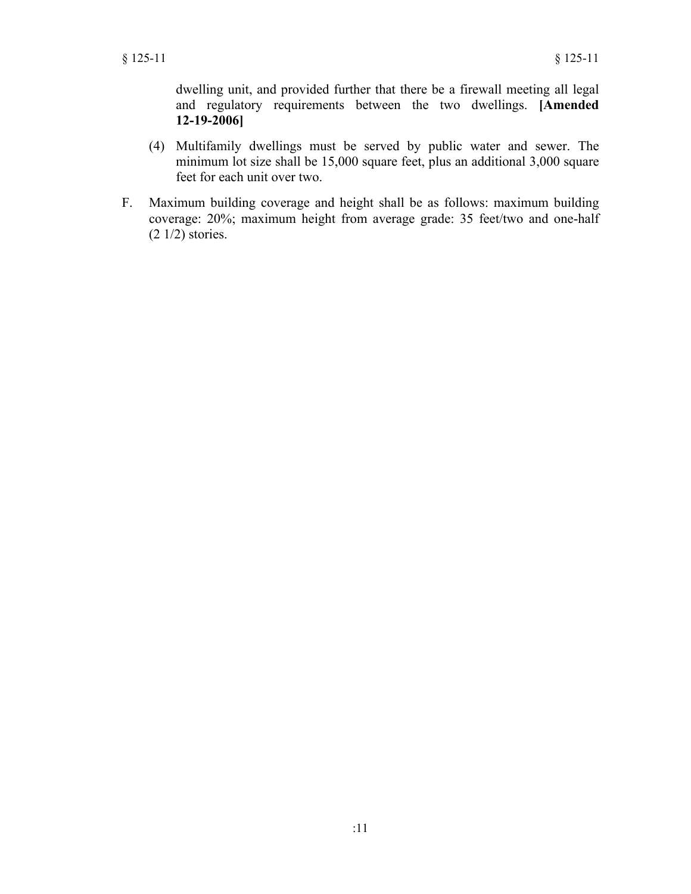dwelling unit, and provided further that there be a firewall meeting all legal and regulatory requirements between the two dwellings. **[Amended 12-19-2006]**

(4) Multifamily dwellings must be served by public water and sewer. The minimum lot size shall be 15,000 square feet, plus an additional 3,000 square feet for each unit over two.

F. Maximum building coverage and height shall be as follows: maximum building coverage: 20%; maximum height from average grade: 35 feet/two and one-half (2 1/2) stories.